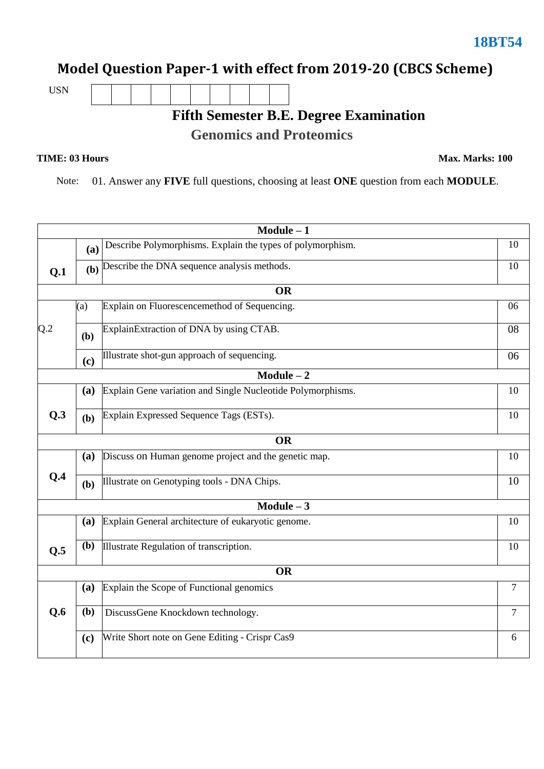**18BT54**

# Model Question Paper-1 with effect from 2019-20 (CBCS Scheme)

USN | | | | | | | | | | |

## Fifth Semester B.E. Degree Examination

## Genomics and Proteomics

**TIME: 03 Hours** **Max. Marks: 100**

Note: 01. Answer any **FIVE** full questions, choosing at least **ONE** question from each **MODULE**.

| | | **Module – 1** | |
|---|---|---|---|
| **Q.1** | **(a)** | Describe Polymorphisms. Explain the types of polymorphism. | 10 |
| | **(b)** | Describe the DNA sequence analysis methods. | 10 |
| | | **OR** | |
| Q.2 | (a) | Explain on Fluorescencemethod of Sequencing. | 06 |
| | **(b)** | ExplainExtraction of DNA by using CTAB. | 08 |
| | **(c)** | Illustrate shot-gun approach of sequencing. | 06 |
| | | **Module – 2** | |
| **Q.3** | **(a)** | Explain Gene variation and Single Nucleotide Polymorphisms. | 10 |
| | **(b)** | Explain Expressed Sequence Tags (ESTs). | 10 |
| | | **OR** | |
| **Q.4** | **(a)** | Discuss on Human genome project and the genetic map. | 10 |
| | **(b)** | Illustrate on Genotyping tools - DNA Chips. | 10 |
| | | **Module – 3** | |
| **Q.5** | **(a)** | Explain General architecture of eukaryotic genome. | 10 |
| | **(b)** | Illustrate Regulation of transcription. | 10 |
| | | **OR** | |
| **Q.6** | **(a)** | Explain the Scope of Functional genomics | 7 |
| | **(b)** | DiscussGene Knockdown technology. | 7 |
| | **(c)** | Write Short note on Gene Editing - Crispr Cas9 | 6 |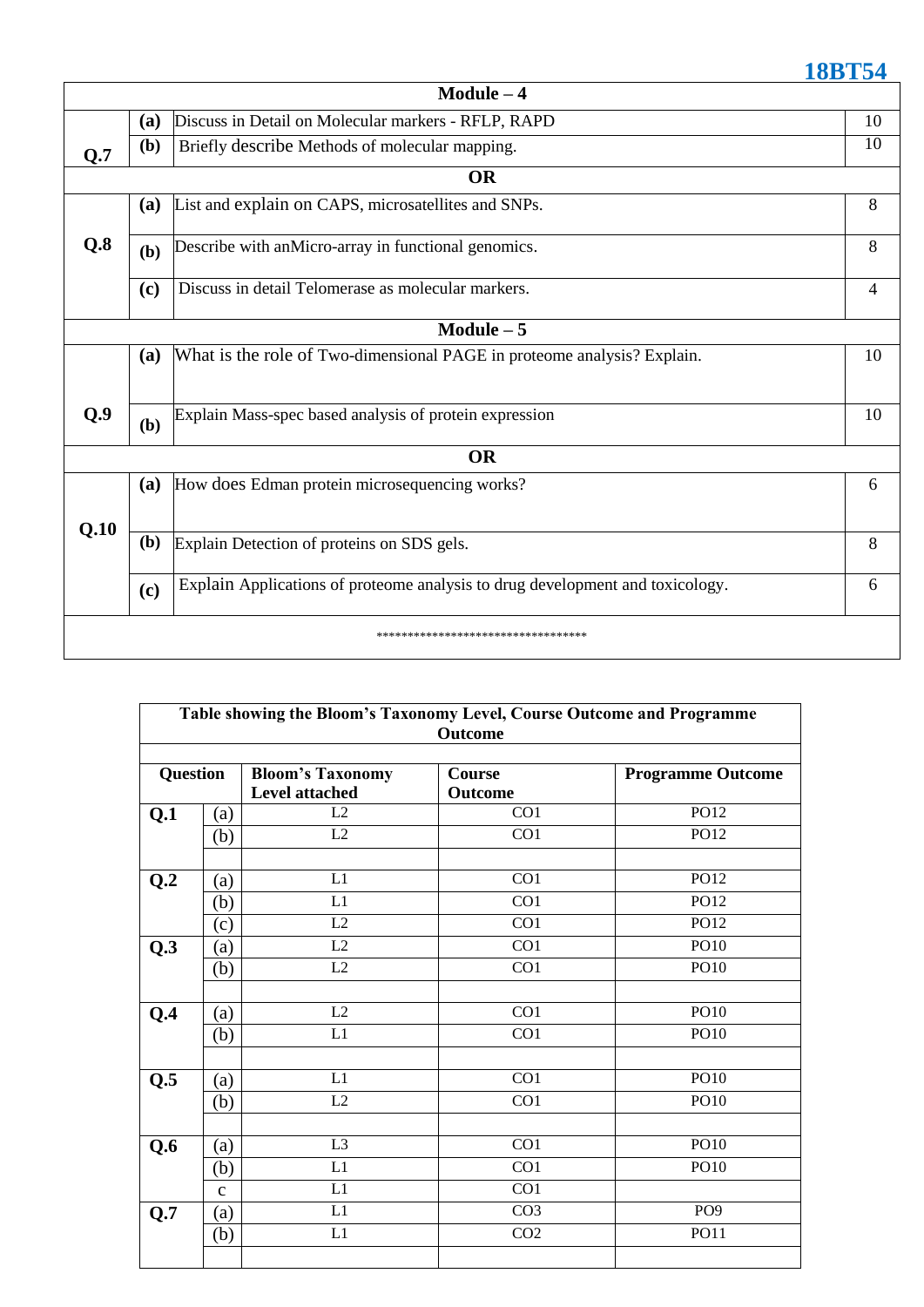| Module – 4 | | | |
|---|---|---|---|
| **Q.7** | **(a)** | Discuss in Detail on Molecular markers - RFLP, RAPD | 10 |
| | **(b)** | Briefly describe Methods of molecular mapping. | 10 |
| **OR** | | | |
| **Q.8** | **(a)** | List and explain on CAPS, microsatellites and SNPs. | 8 |
| | **(b)** | Describe with anMicro-array in functional genomics. | 8 |
| | **(c)** | Discuss in detail Telomerase as molecular markers. | 4 |
| **Module – 5** | | | |
| **Q.9** | **(a)** | What is the role of Two-dimensional PAGE in proteome analysis? Explain. | 10 |
| | **(b)** | Explain Mass-spec based analysis of protein expression | 10 |
| **OR** | | | |
| **Q.10** | **(a)** | How does Edman protein microsequencing works? | 6 |
| | **(b)** | Explain Detection of proteins on SDS gels. | 8 |
| | **(c)** | Explain Applications of proteome analysis to drug development and toxicology. | 6 |

***********************************

**Table showing the Bloom's Taxonomy Level, Course Outcome and Programme Outcome**

| Question | | Bloom's Taxonomy Level attached | Course Outcome | Programme Outcome |
|---|---|---|---|---|
| **Q.1** | (a) | L2 | CO1 | PO12 |
| | (b) | L2 | CO1 | PO12 |
| | | | | |
| **Q.2** | (a) | L1 | CO1 | PO12 |
| | (b) | L1 | CO1 | PO12 |
| | (c) | L2 | CO1 | PO12 |
| **Q.3** | (a) | L2 | CO1 | PO10 |
| | (b) | L2 | CO1 | PO10 |
| | | | | |
| **Q.4** | (a) | L2 | CO1 | PO10 |
| | (b) | L1 | CO1 | PO10 |
| | | | | |
| **Q.5** | (a) | L1 | CO1 | PO10 |
| | (b) | L2 | CO1 | PO10 |
| | | | | |
| **Q.6** | (a) | L3 | CO1 | PO10 |
| | (b) | L1 | CO1 | PO10 |
| | c | L1 | CO1 | |
| **Q.7** | (a) | L1 | CO3 | PO9 |
| | (b) | L1 | CO2 | PO11 |
| | | | | |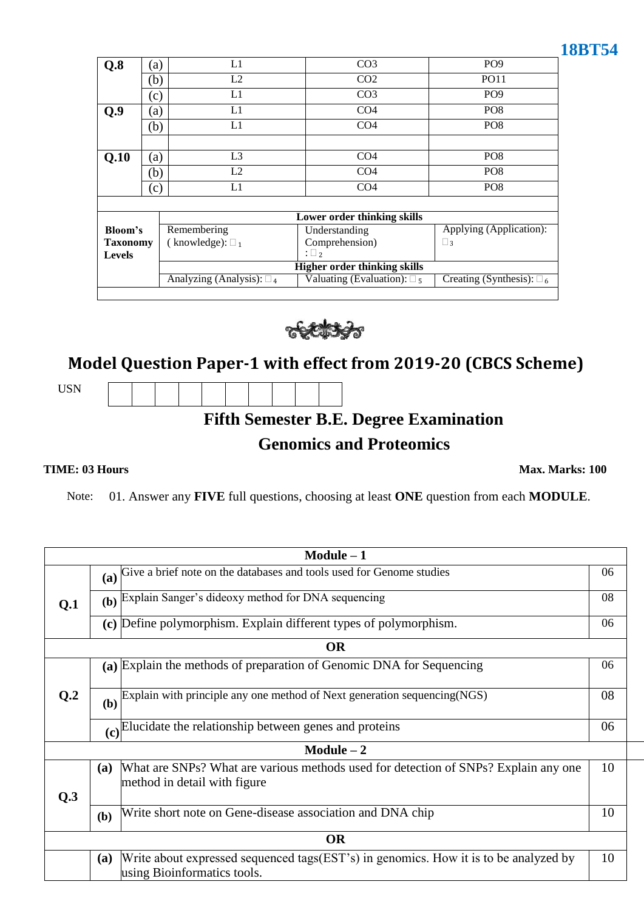| Q.8 | (a) | L1 | CO3 | PO9 |
|---|---|---|---|---|
| | (b) | L2 | CO2 | PO11 |
| | (c) | L1 | CO3 | PO9 |
| Q.9 | (a) | L1 | CO4 | PO8 |
| | (b) | L1 | CO4 | PO8 |
| | | | | |
| Q.10 | (a) | L3 | CO4 | PO8 |
| | (b) | L2 | CO4 | PO8 |
| | (c) | L1 | CO4 | PO8 |

| Bloom's Taxonomy Levels | Lower order thinking skills | | |
|---|---|---|---|
| | Remembering ( knowledge): □ 1 | Understanding Comprehension) : □ 2 | Applying (Application): □ 3 |
| | Higher order thinking skills | | |
| | Analyzing (Analysis): □ 4 | Valuating (Evaluation): □ 5 | Creating (Synthesis): □ 6 |

## Model Question Paper-1 with effect from 2019-20 (CBCS Scheme)

USN | | | | | | | | | | |

### Fifth Semester B.E. Degree Examination

### Genomics and Proteomics

**TIME: 03 Hours** **Max. Marks: 100**

Note: 01. Answer any **FIVE** full questions, choosing at least **ONE** question from each **MODULE**.

| | | **Module – 1** | |
|---|---|---|---|
| **Q.1** | **(a)** | Give a brief note on the databases and tools used for Genome studies | 06 |
| | **(b)** | Explain Sanger's dideoxy method for DNA sequencing | 08 |
| | **(c)** | Define polymorphism. Explain different types of polymorphism. | 06 |
| | | **OR** | |
| **Q.2** | **(a)** | Explain the methods of preparation of Genomic DNA for Sequencing | 06 |
| | **(b)** | Explain with principle any one method of Next generation sequencing(NGS) | 08 |
| | **(c)** | Elucidate the relationship between genes and proteins | 06 |
| | | **Module – 2** | |
| **Q.3** | **(a)** | What are SNPs? What are various methods used for detection of SNPs? Explain any one method in detail with figure | 10 |
| | **(b)** | Write short note on Gene-disease association and DNA chip | 10 |
| | | **OR** | |
| | **(a)** | Write about expressed sequenced tags(EST's) in genomics. How it is to be analyzed by using Bioinformatics tools. | 10 |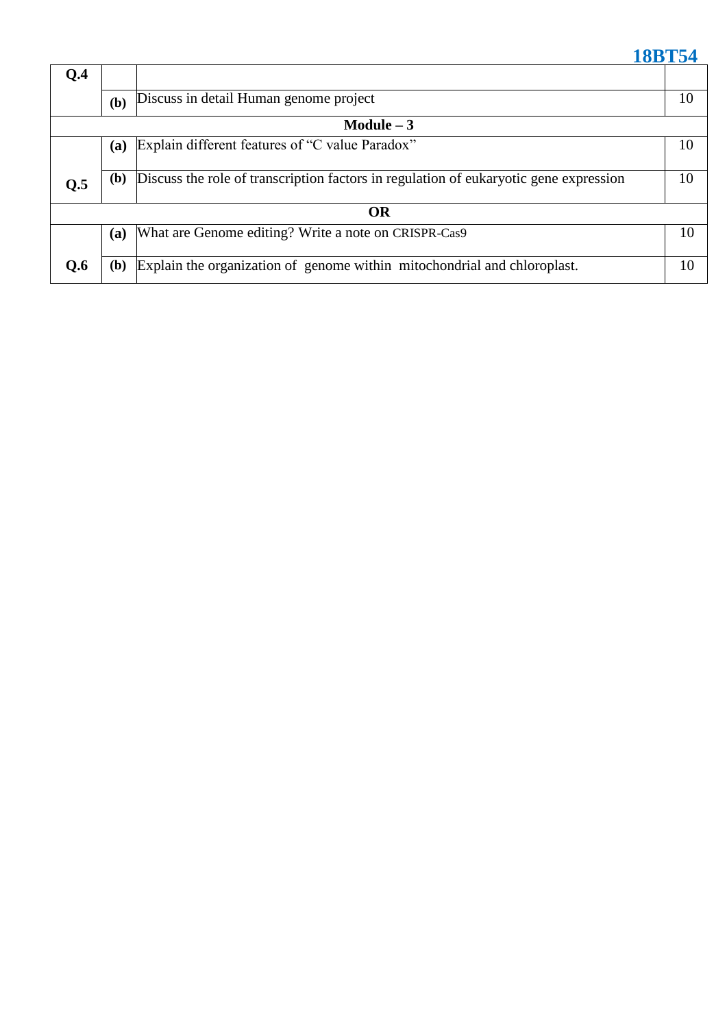| Q.4 | | | |
|---|---|---|---|
| | (b) | Discuss in detail Human genome project | 10 |
| **Module – 3** | | | |
| Q.5 | (a) | Explain different features of "C value Paradox" | 10 |
| | (b) | Discuss the role of transcription factors in regulation of eukaryotic gene expression | 10 |
| **OR** | | | |
| Q.6 | (a) | What are Genome editing? Write a note on CRISPR-Cas9 | 10 |
| | (b) | Explain the organization of genome within mitochondrial and chloroplast. | 10 |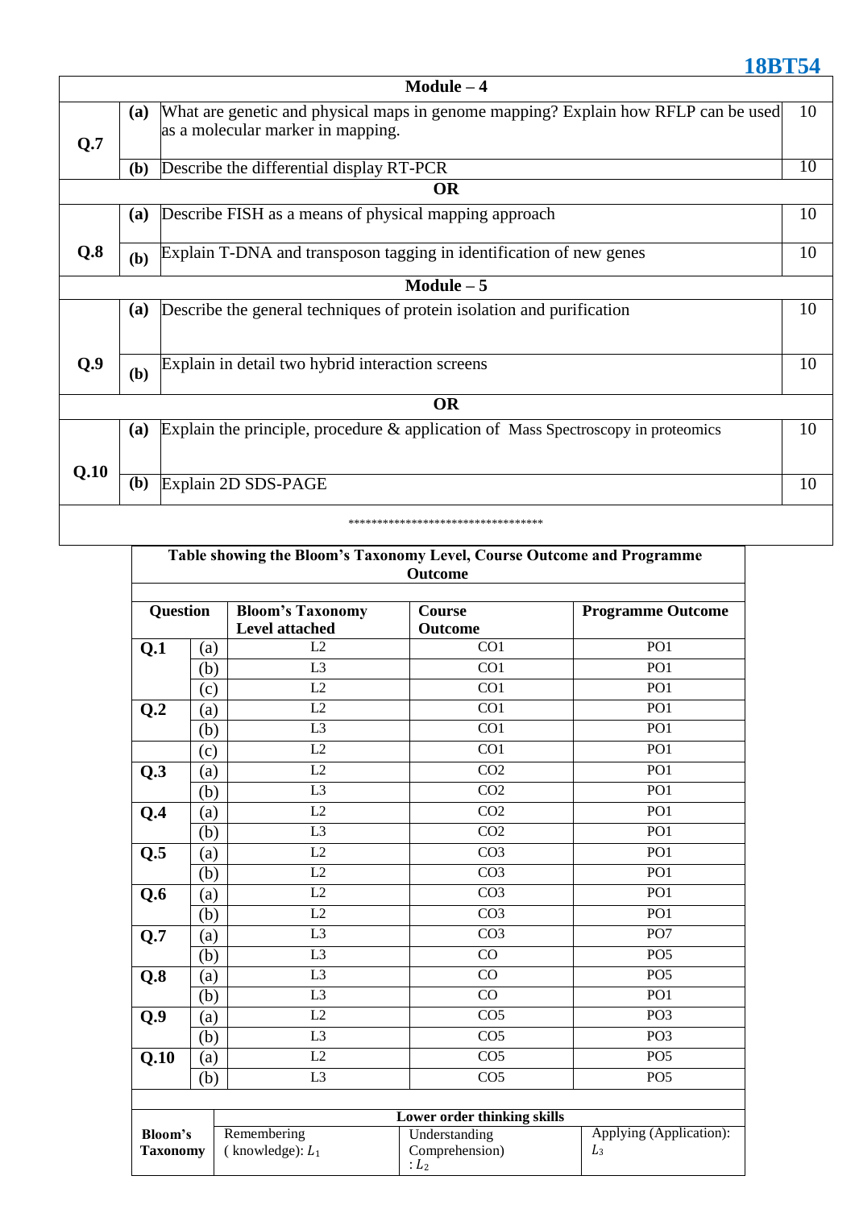18BT54

| | | Module – 4 | |
|---|---|---|---|
| **Q.7** | **(a)** | What are genetic and physical maps in genome mapping? Explain how RFLP can be used as a molecular marker in mapping. | 10 |
| | **(b)** | Describe the differential display RT-PCR | 10 |
| | | **OR** | |
| **Q.8** | **(a)** | Describe FISH as a means of physical mapping approach | 10 |
| | **(b)** | Explain T-DNA and transposon tagging in identification of new genes | 10 |
| | | **Module – 5** | |
| **Q.9** | **(a)** | Describe the general techniques of protein isolation and purification | 10 |
| | **(b)** | Explain in detail two hybrid interaction screens | 10 |
| | | **OR** | |
| **Q.10** | **(a)** | Explain the principle, procedure & application of Mass Spectroscopy in proteomics | 10 |
| | **(b)** | Explain 2D SDS-PAGE | 10 |

***********************************

**Table showing the Bloom's Taxonomy Level, Course Outcome and Programme Outcome**

| Question | | Bloom's Taxonomy Level attached | Course Outcome | Programme Outcome |
|---|---|---|---|---|
| **Q.1** | (a) | L2 | CO1 | PO1 |
| | (b) | L3 | CO1 | PO1 |
| | (c) | L2 | CO1 | PO1 |
| **Q.2** | (a) | L2 | CO1 | PO1 |
| | (b) | L3 | CO1 | PO1 |
| | (c) | L2 | CO1 | PO1 |
| **Q.3** | (a) | L2 | CO2 | PO1 |
| | (b) | L3 | CO2 | PO1 |
| **Q.4** | (a) | L2 | CO2 | PO1 |
| | (b) | L3 | CO2 | PO1 |
| **Q.5** | (a) | L2 | CO3 | PO1 |
| | (b) | L2 | CO3 | PO1 |
| **Q.6** | (a) | L2 | CO3 | PO1 |
| | (b) | L2 | CO3 | PO1 |
| **Q.7** | (a) | L3 | CO3 | PO7 |
| | (b) | L3 | CO | PO5 |
| **Q.8** | (a) | L3 | CO | PO5 |
| | (b) | L3 | CO | PO1 |
| **Q.9** | (a) | L2 | CO5 | PO3 |
| | (b) | L3 | CO5 | PO3 |
| **Q.10** | (a) | L2 | CO5 | PO5 |
| | (b) | L3 | CO5 | PO5 |

| | Lower order thinking skills | | |
|---|---|---|---|
| **Bloom's Taxonomy** | Remembering ( knowledge): $L_1$ | Understanding Comprehension) : $L_2$ | Applying (Application): $L_3$ |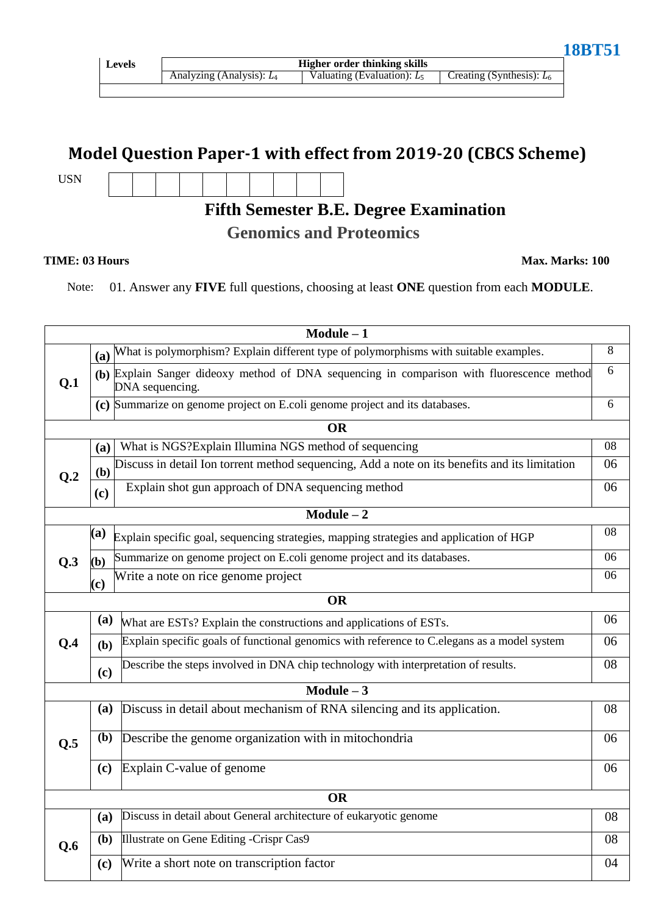18BT51

| Levels | Higher order thinking skills | | |
|---|---|---|---|
| | Analyzing (Analysis): $L_4$ | Valuating (Evaluation): $L_5$ | Creating (Synthesis): $L_6$ |

# Model Question Paper-1 with effect from 2019-20 (CBCS Scheme)

USN | | | | | | | | | | |

## Fifth Semester B.E. Degree Examination

## Genomics and Proteomics

**TIME: 03 Hours** **Max. Marks: 100**

Note: 01. Answer any **FIVE** full questions, choosing at least **ONE** question from each **MODULE**.

| | | Module – 1 | |
|---|---|---|---|
| **Q.1** | **(a)** | What is polymorphism? Explain different type of polymorphisms with suitable examples. | 8 |
| | **(b)** | Explain Sanger dideoxy method of DNA sequencing in comparison with fluorescence method DNA sequencing. | 6 |
| | **(c)** | Summarize on genome project on E.coli genome project and its databases. | 6 |
| | | **OR** | |
| **Q.2** | **(a)** | What is NGS?Explain Illumina NGS method of sequencing | 08 |
| | **(b)** | Discuss in detail Ion torrent method sequencing, Add a note on its benefits and its limitation | 06 |
| | **(c)** | Explain shot gun approach of DNA sequencing method | 06 |
| | | **Module – 2** | |
| **Q.3** | **(a)** | Explain specific goal, sequencing strategies, mapping strategies and application of HGP | 08 |
| | **(b)** | Summarize on genome project on E.coli genome project and its databases. | 06 |
| | **(c)** | Write a note on rice genome project | 06 |
| | | **OR** | |
| **Q.4** | **(a)** | What are ESTs? Explain the constructions and applications of ESTs. | 06 |
| | **(b)** | Explain specific goals of functional genomics with reference to C.elegans as a model system | 06 |
| | **(c)** | Describe the steps involved in DNA chip technology with interpretation of results. | 08 |
| | | **Module – 3** | |
| **Q.5** | **(a)** | Discuss in detail about mechanism of RNA silencing and its application. | 08 |
| | **(b)** | Describe the genome organization with in mitochondria | 06 |
| | **(c)** | Explain C-value of genome | 06 |
| | | **OR** | |
| **Q.6** | **(a)** | Discuss in detail about General architecture of eukaryotic genome | 08 |
| | **(b)** | Illustrate on Gene Editing -Crispr Cas9 | 08 |
| | **(c)** | Write a short note on transcription factor | 04 |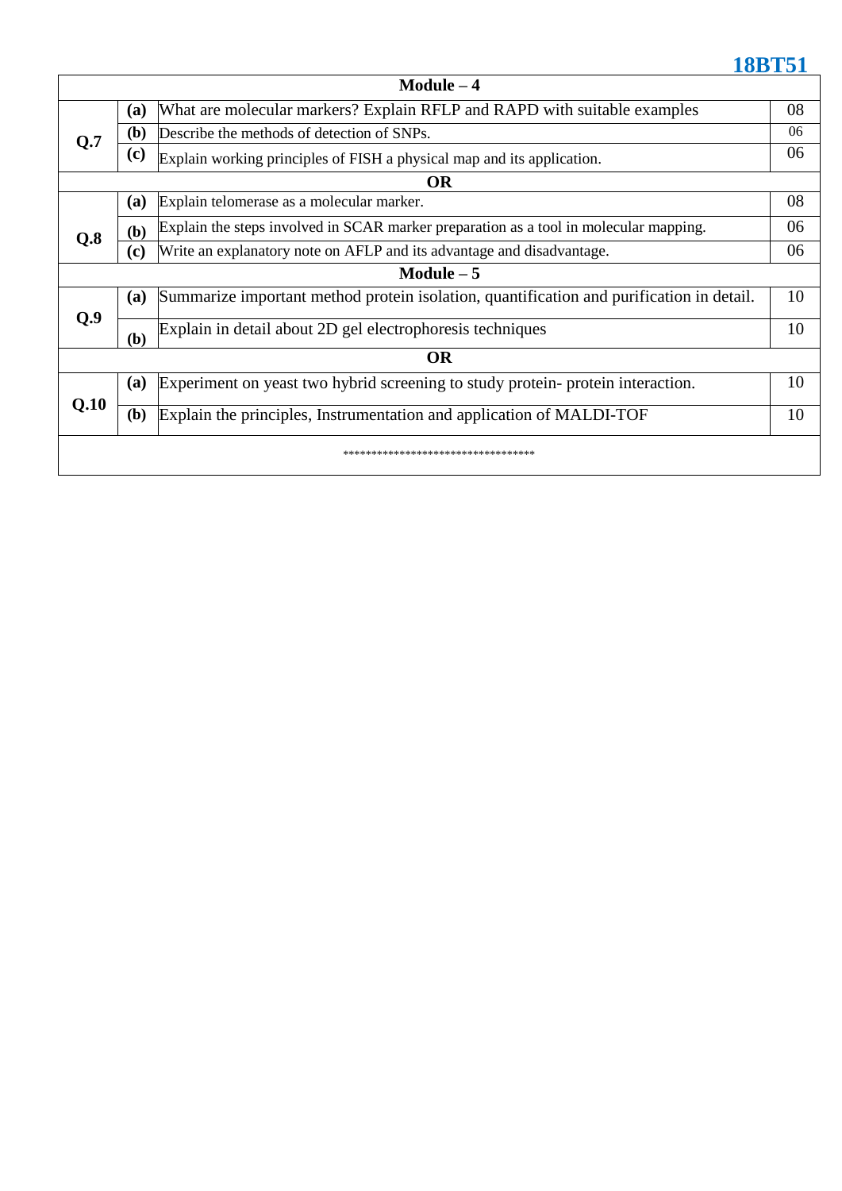| Module – 4 | | | |
|---|---|---|---|
| **Q.7** | **(a)** | What are molecular markers? Explain RFLP and RAPD with suitable examples | 08 |
| | **(b)** | Describe the methods of detection of SNPs. | 06 |
| | **(c)** | Explain working principles of FISH a physical map and its application. | 06 |
| **OR** | | | |
| **Q.8** | **(a)** | Explain telomerase as a molecular marker. | 08 |
| | **(b)** | Explain the steps involved in SCAR marker preparation as a tool in molecular mapping. | 06 |
| | **(c)** | Write an explanatory note on AFLP and its advantage and disadvantage. | 06 |
| **Module – 5** | | | |
| **Q.9** | **(a)** | Summarize important method protein isolation, quantification and purification in detail. | 10 |
| | **(b)** | Explain in detail about 2D gel electrophoresis techniques | 10 |
| **OR** | | | |
| **Q.10** | **(a)** | Experiment on yeast two hybrid screening to study protein- protein interaction. | 10 |
| | **(b)** | Explain the principles, Instrumentation and application of MALDI-TOF | 10 |

**********************************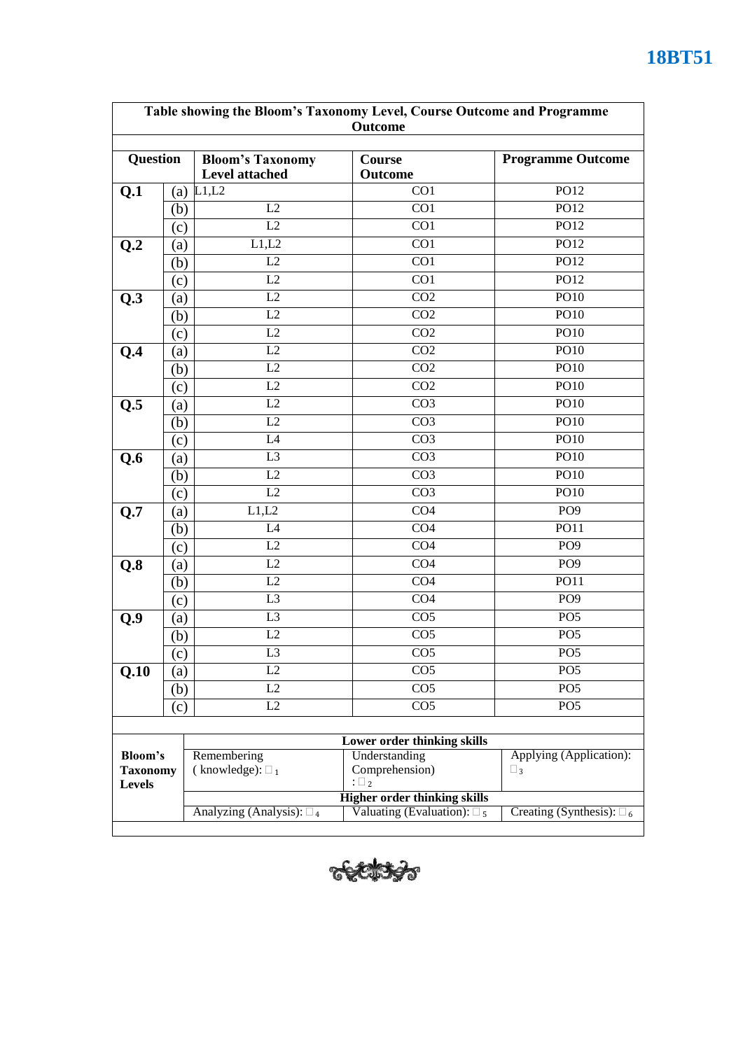**Table showing the Bloom's Taxonomy Level, Course Outcome and Programme Outcome**

| Question | | Bloom's Taxonomy Level attached | Course Outcome | Programme Outcome |
|---|---|---|---|---|
| **Q.1** | (a) | L1,L2 | CO1 | PO12 |
| | (b) | L2 | CO1 | PO12 |
| | (c) | L2 | CO1 | PO12 |
| **Q.2** | (a) | L1,L2 | CO1 | PO12 |
| | (b) | L2 | CO1 | PO12 |
| | (c) | L2 | CO1 | PO12 |
| **Q.3** | (a) | L2 | CO2 | PO10 |
| | (b) | L2 | CO2 | PO10 |
| | (c) | L2 | CO2 | PO10 |
| **Q.4** | (a) | L2 | CO2 | PO10 |
| | (b) | L2 | CO2 | PO10 |
| | (c) | L2 | CO2 | PO10 |
| **Q.5** | (a) | L2 | CO3 | PO10 |
| | (b) | L2 | CO3 | PO10 |
| | (c) | L4 | CO3 | PO10 |
| **Q.6** | (a) | L3 | CO3 | PO10 |
| | (b) | L2 | CO3 | PO10 |
| | (c) | L2 | CO3 | PO10 |
| **Q.7** | (a) | L1,L2 | CO4 | PO9 |
| | (b) | L4 | CO4 | PO11 |
| | (c) | L2 | CO4 | PO9 |
| **Q.8** | (a) | L2 | CO4 | PO9 |
| | (b) | L2 | CO4 | PO11 |
| | (c) | L3 | CO4 | PO9 |
| **Q.9** | (a) | L3 | CO5 | PO5 |
| | (b) | L2 | CO5 | PO5 |
| | (c) | L3 | CO5 | PO5 |
| **Q.10** | (a) | L2 | CO5 | PO5 |
| | (b) | L2 | CO5 | PO5 |
| | (c) | L2 | CO5 | PO5 |

| | | | |
|---|---|---|---|
| **Bloom's Taxonomy Levels** | **Lower order thinking skills** | | |
| | Remembering ( knowledge): □ 1 | Understanding Comprehension) : □ 2 | Applying (Application): □ 3 |
| | **Higher order thinking skills** | | |
| | Analyzing (Analysis): □ 4 | Valuating (Evaluation): □ 5 | Creating (Synthesis): □ 6 |